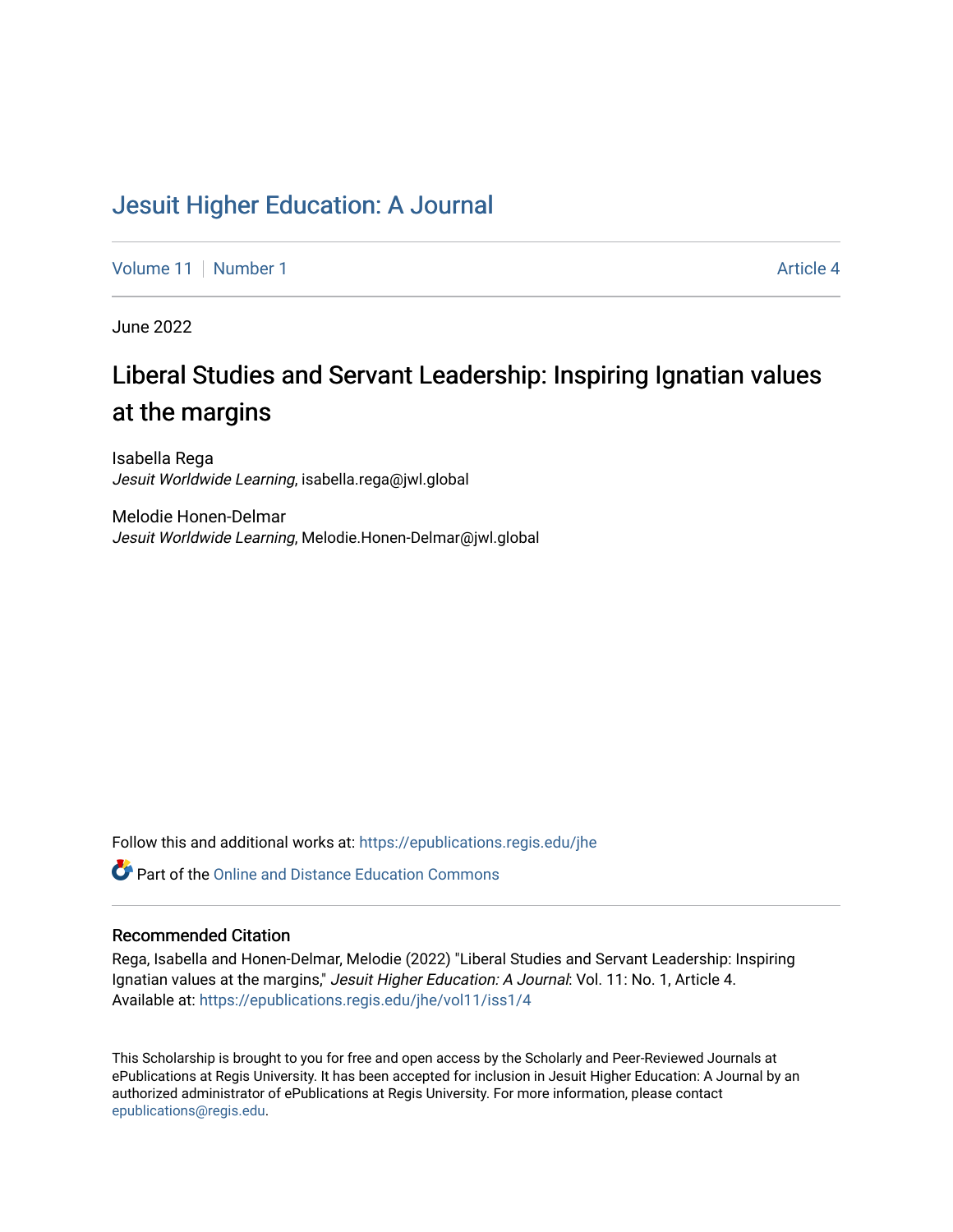# Jesuit Higher Education: A Journal

Volume 11 | Number 1 | Article 4

June 2022

## Liberal Studies and Servant Leadership: Inspiring Ignatian values at the margins

Isabella Rega
*Jesuit Worldwide Learning*, isabella.rega@jwl.global

Melodie Honen-Delmar
*Jesuit Worldwide Learning*, Melodie.Honen-Delmar@jwl.global

Follow this and additional works at: https://epublications.regis.edu/jhe

Part of the Online and Distance Education Commons

### Recommended Citation

Rega, Isabella and Honen-Delmar, Melodie (2022) "Liberal Studies and Servant Leadership: Inspiring Ignatian values at the margins," *Jesuit Higher Education: A Journal*: Vol. 11: No. 1, Article 4.
Available at: https://epublications.regis.edu/jhe/vol11/iss1/4

This Scholarship is brought to you for free and open access by the Scholarly and Peer-Reviewed Journals at ePublications at Regis University. It has been accepted for inclusion in Jesuit Higher Education: A Journal by an authorized administrator of ePublications at Regis University. For more information, please contact epublications@regis.edu.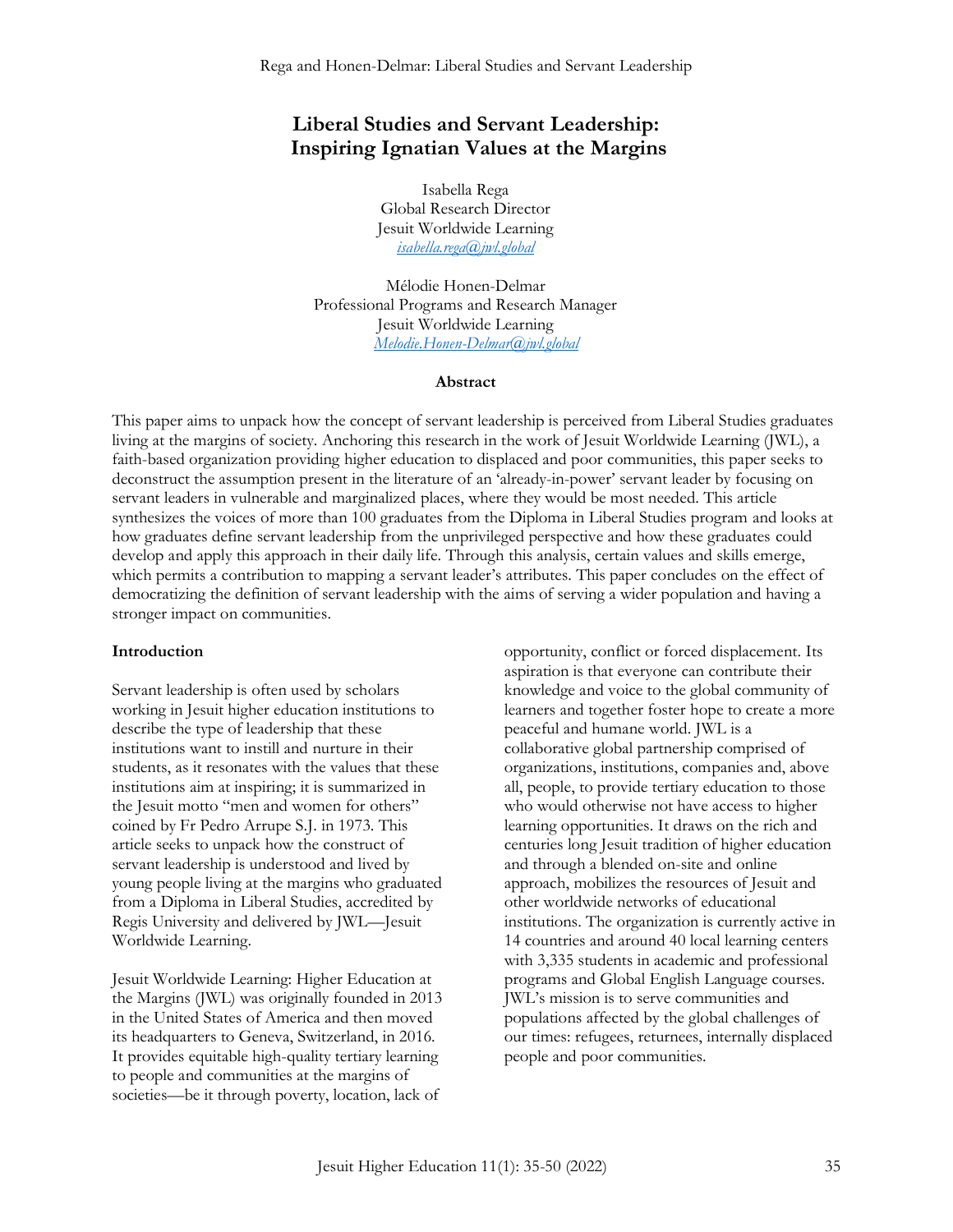# Liberal Studies and Servant Leadership: Inspiring Ignatian Values at the Margins

Isabella Rega
Global Research Director
Jesuit Worldwide Learning
isabella.rega@jwl.global

Mélodie Honen-Delmar
Professional Programs and Research Manager
Jesuit Worldwide Learning
Melodie.Honen-Delmar@jwl.global

### Abstract

This paper aims to unpack how the concept of servant leadership is perceived from Liberal Studies graduates living at the margins of society. Anchoring this research in the work of Jesuit Worldwide Learning (JWL), a faith-based organization providing higher education to displaced and poor communities, this paper seeks to deconstruct the assumption present in the literature of an 'already-in-power' servant leader by focusing on servant leaders in vulnerable and marginalized places, where they would be most needed. This article synthesizes the voices of more than 100 graduates from the Diploma in Liberal Studies program and looks at how graduates define servant leadership from the unprivileged perspective and how these graduates could develop and apply this approach in their daily life. Through this analysis, certain values and skills emerge, which permits a contribution to mapping a servant leader's attributes. This paper concludes on the effect of democratizing the definition of servant leadership with the aims of serving a wider population and having a stronger impact on communities.

### Introduction

Servant leadership is often used by scholars working in Jesuit higher education institutions to describe the type of leadership that these institutions want to instill and nurture in their students, as it resonates with the values that these institutions aim at inspiring; it is summarized in the Jesuit motto "men and women for others" coined by Fr Pedro Arrupe S.J. in 1973. This article seeks to unpack how the construct of servant leadership is understood and lived by young people living at the margins who graduated from a Diploma in Liberal Studies, accredited by Regis University and delivered by JWL—Jesuit Worldwide Learning.

Jesuit Worldwide Learning: Higher Education at the Margins (JWL) was originally founded in 2013 in the United States of America and then moved its headquarters to Geneva, Switzerland, in 2016. It provides equitable high-quality tertiary learning to people and communities at the margins of societies—be it through poverty, location, lack of opportunity, conflict or forced displacement. Its aspiration is that everyone can contribute their knowledge and voice to the global community of learners and together foster hope to create a more peaceful and humane world. JWL is a collaborative global partnership comprised of organizations, institutions, companies and, above all, people, to provide tertiary education to those who would otherwise not have access to higher learning opportunities. It draws on the rich and centuries long Jesuit tradition of higher education and through a blended on-site and online approach, mobilizes the resources of Jesuit and other worldwide networks of educational institutions. The organization is currently active in 14 countries and around 40 local learning centers with 3,335 students in academic and professional programs and Global English Language courses. JWL's mission is to serve communities and populations affected by the global challenges of our times: refugees, returnees, internally displaced people and poor communities.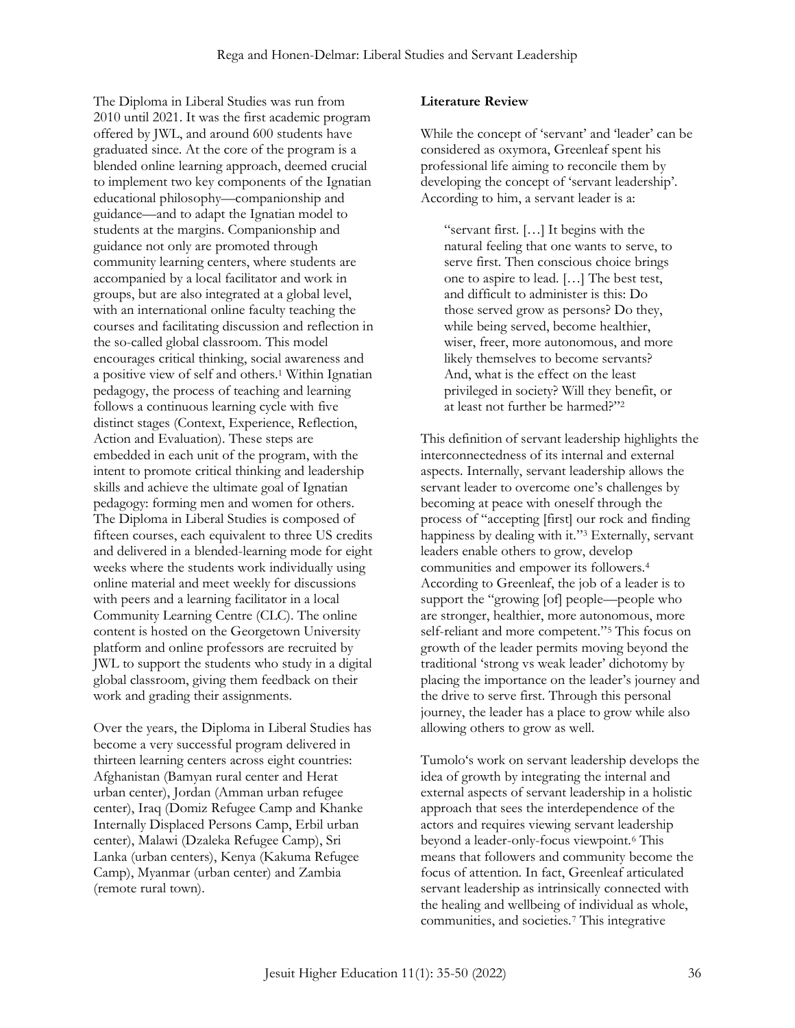The Diploma in Liberal Studies was run from 2010 until 2021. It was the first academic program offered by JWL, and around 600 students have graduated since. At the core of the program is a blended online learning approach, deemed crucial to implement two key components of the Ignatian educational philosophy—companionship and guidance—and to adapt the Ignatian model to students at the margins. Companionship and guidance not only are promoted through community learning centers, where students are accompanied by a local facilitator and work in groups, but are also integrated at a global level, with an international online faculty teaching the courses and facilitating discussion and reflection in the so-called global classroom. This model encourages critical thinking, social awareness and a positive view of self and others.[1] Within Ignatian pedagogy, the process of teaching and learning follows a continuous learning cycle with five distinct stages (Context, Experience, Reflection, Action and Evaluation). These steps are embedded in each unit of the program, with the intent to promote critical thinking and leadership skills and achieve the ultimate goal of Ignatian pedagogy: forming men and women for others. The Diploma in Liberal Studies is composed of fifteen courses, each equivalent to three US credits and delivered in a blended-learning mode for eight weeks where the students work individually using online material and meet weekly for discussions with peers and a learning facilitator in a local Community Learning Centre (CLC). The online content is hosted on the Georgetown University platform and online professors are recruited by JWL to support the students who study in a digital global classroom, giving them feedback on their work and grading their assignments.

Over the years, the Diploma in Liberal Studies has become a very successful program delivered in thirteen learning centers across eight countries: Afghanistan (Bamyan rural center and Herat urban center), Jordan (Amman urban refugee center), Iraq (Domiz Refugee Camp and Khanke Internally Displaced Persons Camp, Erbil urban center), Malawi (Dzaleka Refugee Camp), Sri Lanka (urban centers), Kenya (Kakuma Refugee Camp), Myanmar (urban center) and Zambia (remote rural town).

**Literature Review**

While the concept of 'servant' and 'leader' can be considered as oxymora, Greenleaf spent his professional life aiming to reconcile them by developing the concept of 'servant leadership'. According to him, a servant leader is a:

> "servant first. […] It begins with the natural feeling that one wants to serve, to serve first. Then conscious choice brings one to aspire to lead. […] The best test, and difficult to administer is this: Do those served grow as persons? Do they, while being served, become healthier, wiser, freer, more autonomous, and more likely themselves to become servants? And, what is the effect on the least privileged in society? Will they benefit, or at least not further be harmed?"[2]

This definition of servant leadership highlights the interconnectedness of its internal and external aspects. Internally, servant leadership allows the servant leader to overcome one's challenges by becoming at peace with oneself through the process of "accepting [first] our rock and finding happiness by dealing with it."[3] Externally, servant leaders enable others to grow, develop communities and empower its followers.[4] According to Greenleaf, the job of a leader is to support the "growing [of] people—people who are stronger, healthier, more autonomous, more self-reliant and more competent."[5] This focus on growth of the leader permits moving beyond the traditional 'strong vs weak leader' dichotomy by placing the importance on the leader's journey and the drive to serve first. Through this personal journey, the leader has a place to grow while also allowing others to grow as well.

Tumolo's work on servant leadership develops the idea of growth by integrating the internal and external aspects of servant leadership in a holistic approach that sees the interdependence of the actors and requires viewing servant leadership beyond a leader-only-focus viewpoint.[6] This means that followers and community become the focus of attention. In fact, Greenleaf articulated servant leadership as intrinsically connected with the healing and wellbeing of individual as whole, communities, and societies.[7] This integrative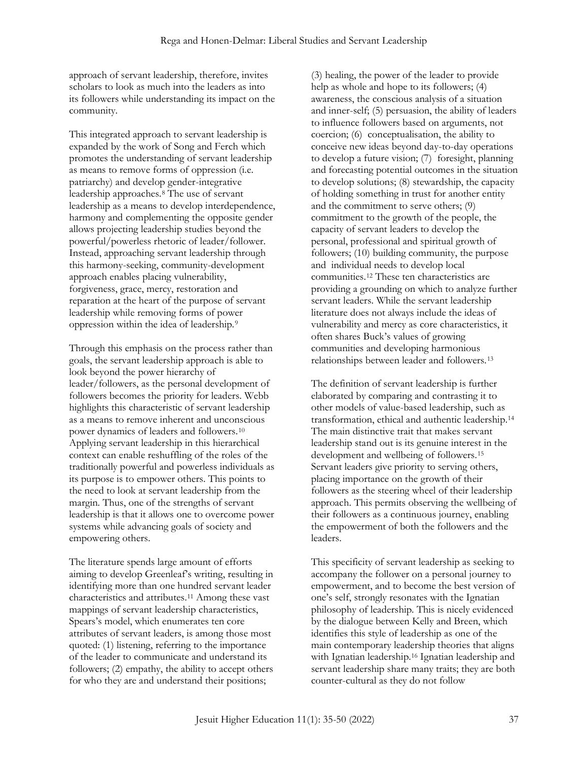approach of servant leadership, therefore, invites scholars to look as much into the leaders as into its followers while understanding its impact on the community.

This integrated approach to servant leadership is expanded by the work of Song and Ferch which promotes the understanding of servant leadership as means to remove forms of oppression (i.e. patriarchy) and develop gender-integrative leadership approaches.[8] The use of servant leadership as a means to develop interdependence, harmony and complementing the opposite gender allows projecting leadership studies beyond the powerful/powerless rhetoric of leader/follower. Instead, approaching servant leadership through this harmony-seeking, community-development approach enables placing vulnerability, forgiveness, grace, mercy, restoration and reparation at the heart of the purpose of servant leadership while removing forms of power oppression within the idea of leadership.[9]

Through this emphasis on the process rather than goals, the servant leadership approach is able to look beyond the power hierarchy of leader/followers, as the personal development of followers becomes the priority for leaders. Webb highlights this characteristic of servant leadership as a means to remove inherent and unconscious power dynamics of leaders and followers.[10] Applying servant leadership in this hierarchical context can enable reshuffling of the roles of the traditionally powerful and powerless individuals as its purpose is to empower others. This points to the need to look at servant leadership from the margin. Thus, one of the strengths of servant leadership is that it allows one to overcome power systems while advancing goals of society and empowering others.

The literature spends large amount of efforts aiming to develop Greenleaf's writing, resulting in identifying more than one hundred servant leader characteristics and attributes.[11] Among these vast mappings of servant leadership characteristics, Spears's model, which enumerates ten core attributes of servant leaders, is among those most quoted: (1) listening, referring to the importance of the leader to communicate and understand its followers; (2) empathy, the ability to accept others for who they are and understand their positions; (3) healing, the power of the leader to provide help as whole and hope to its followers; (4) awareness, the conscious analysis of a situation and inner-self; (5) persuasion, the ability of leaders to influence followers based on arguments, not coercion; (6) conceptualisation, the ability to conceive new ideas beyond day-to-day operations to develop a future vision; (7) foresight, planning and forecasting potential outcomes in the situation to develop solutions; (8) stewardship, the capacity of holding something in trust for another entity and the commitment to serve others; (9) commitment to the growth of the people, the capacity of servant leaders to develop the personal, professional and spiritual growth of followers; (10) building community, the purpose and individual needs to develop local communities.[12] These ten characteristics are providing a grounding on which to analyze further servant leaders. While the servant leadership literature does not always include the ideas of vulnerability and mercy as core characteristics, it often shares Buck's values of growing communities and developing harmonious relationships between leader and followers.[13]

The definition of servant leadership is further elaborated by comparing and contrasting it to other models of value-based leadership, such as transformation, ethical and authentic leadership.[14] The main distinctive trait that makes servant leadership stand out is its genuine interest in the development and wellbeing of followers.[15] Servant leaders give priority to serving others, placing importance on the growth of their followers as the steering wheel of their leadership approach. This permits observing the wellbeing of their followers as a continuous journey, enabling the empowerment of both the followers and the leaders.

This specificity of servant leadership as seeking to accompany the follower on a personal journey to empowerment, and to become the best version of one's self, strongly resonates with the Ignatian philosophy of leadership. This is nicely evidenced by the dialogue between Kelly and Breen, which identifies this style of leadership as one of the main contemporary leadership theories that aligns with Ignatian leadership.[16] Ignatian leadership and servant leadership share many traits; they are both counter-cultural as they do not follow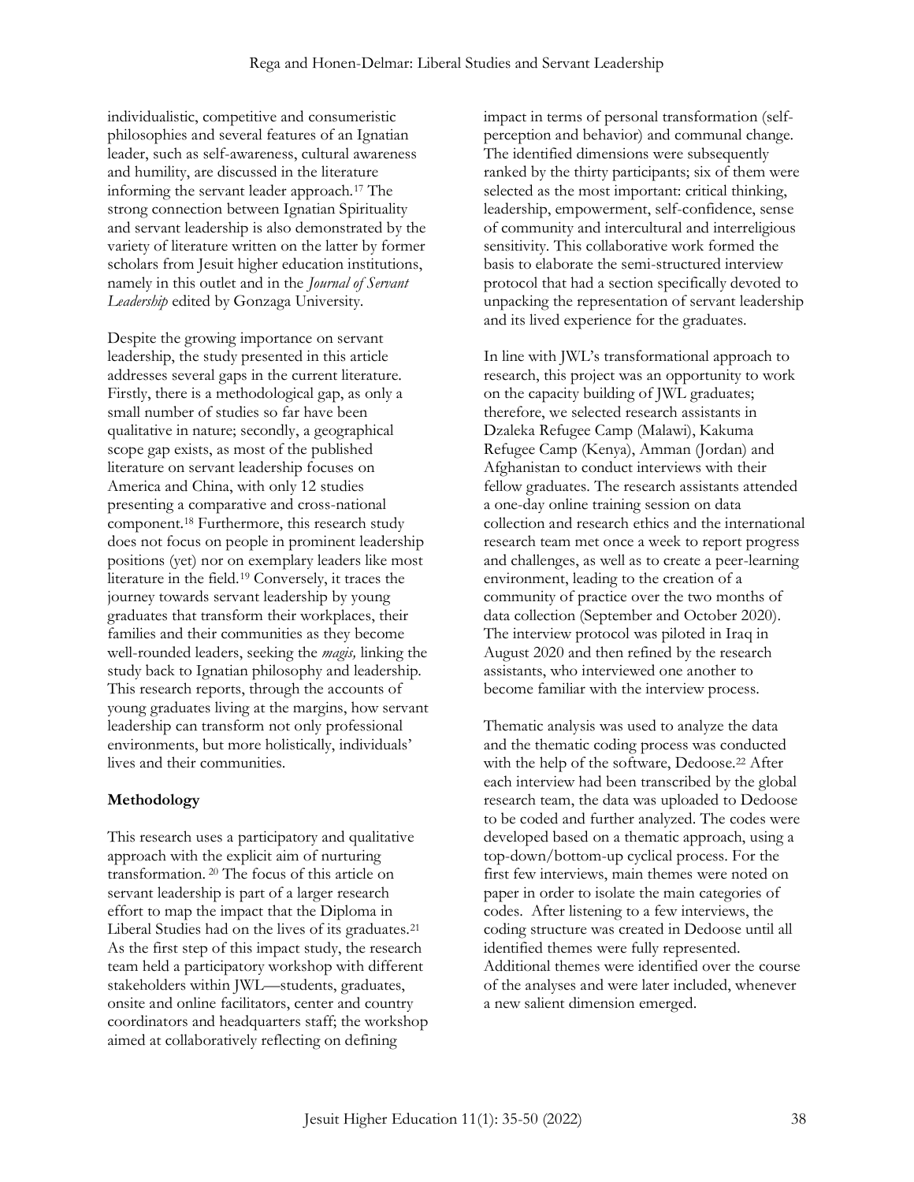individualistic, competitive and consumeristic philosophies and several features of an Ignatian leader, such as self-awareness, cultural awareness and humility, are discussed in the literature informing the servant leader approach.[17] The strong connection between Ignatian Spirituality and servant leadership is also demonstrated by the variety of literature written on the latter by former scholars from Jesuit higher education institutions, namely in this outlet and in the *Journal of Servant Leadership* edited by Gonzaga University.

Despite the growing importance on servant leadership, the study presented in this article addresses several gaps in the current literature. Firstly, there is a methodological gap, as only a small number of studies so far have been qualitative in nature; secondly, a geographical scope gap exists, as most of the published literature on servant leadership focuses on America and China, with only 12 studies presenting a comparative and cross-national component.[18] Furthermore, this research study does not focus on people in prominent leadership positions (yet) nor on exemplary leaders like most literature in the field.[19] Conversely, it traces the journey towards servant leadership by young graduates that transform their workplaces, their families and their communities as they become well-rounded leaders, seeking the *magis,* linking the study back to Ignatian philosophy and leadership. This research reports, through the accounts of young graduates living at the margins, how servant leadership can transform not only professional environments, but more holistically, individuals' lives and their communities.

## Methodology

This research uses a participatory and qualitative approach with the explicit aim of nurturing transformation.[20] The focus of this article on servant leadership is part of a larger research effort to map the impact that the Diploma in Liberal Studies had on the lives of its graduates.[21] As the first step of this impact study, the research team held a participatory workshop with different stakeholders within JWL—students, graduates, onsite and online facilitators, center and country coordinators and headquarters staff; the workshop aimed at collaboratively reflecting on defining impact in terms of personal transformation (self-perception and behavior) and communal change. The identified dimensions were subsequently ranked by the thirty participants; six of them were selected as the most important: critical thinking, leadership, empowerment, self-confidence, sense of community and intercultural and interreligious sensitivity. This collaborative work formed the basis to elaborate the semi-structured interview protocol that had a section specifically devoted to unpacking the representation of servant leadership and its lived experience for the graduates.

In line with JWL's transformational approach to research, this project was an opportunity to work on the capacity building of JWL graduates; therefore, we selected research assistants in Dzaleka Refugee Camp (Malawi), Kakuma Refugee Camp (Kenya), Amman (Jordan) and Afghanistan to conduct interviews with their fellow graduates. The research assistants attended a one-day online training session on data collection and research ethics and the international research team met once a week to report progress and challenges, as well as to create a peer-learning environment, leading to the creation of a community of practice over the two months of data collection (September and October 2020). The interview protocol was piloted in Iraq in August 2020 and then refined by the research assistants, who interviewed one another to become familiar with the interview process.

Thematic analysis was used to analyze the data and the thematic coding process was conducted with the help of the software, Dedoose.[22] After each interview had been transcribed by the global research team, the data was uploaded to Dedoose to be coded and further analyzed. The codes were developed based on a thematic approach, using a top-down/bottom-up cyclical process. For the first few interviews, main themes were noted on paper in order to isolate the main categories of codes. After listening to a few interviews, the coding structure was created in Dedoose until all identified themes were fully represented. Additional themes were identified over the course of the analyses and were later included, whenever a new salient dimension emerged.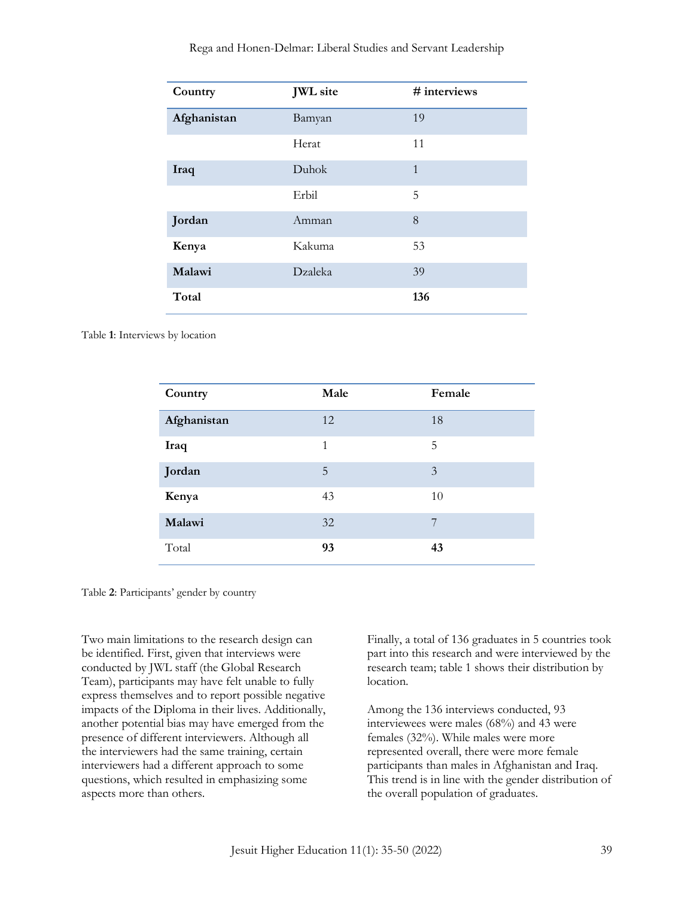| Country | JWL site | # interviews |
|---|---|---|
| **Afghanistan** | Bamyan | 19 |
| | Herat | 11 |
| **Iraq** | Duhok | 1 |
| | Erbil | 5 |
| **Jordan** | Amman | 8 |
| **Kenya** | Kakuma | 53 |
| **Malawi** | Dzaleka | 39 |
| **Total** | | **136** |

Table **1**: Interviews by location

| Country | Male | Female |
|---|---|---|
| **Afghanistan** | 12 | 18 |
| **Iraq** | 1 | 5 |
| **Jordan** | 5 | 3 |
| **Kenya** | 43 | 10 |
| **Malawi** | 32 | 7 |
| Total | **93** | **43** |

Table **2**: Participants' gender by country

Two main limitations to the research design can be identified. First, given that interviews were conducted by JWL staff (the Global Research Team), participants may have felt unable to fully express themselves and to report possible negative impacts of the Diploma in their lives. Additionally, another potential bias may have emerged from the presence of different interviewers. Although all the interviewers had the same training, certain interviewers had a different approach to some questions, which resulted in emphasizing some aspects more than others.

Finally, a total of 136 graduates in 5 countries took part into this research and were interviewed by the research team; table 1 shows their distribution by location.

Among the 136 interviews conducted, 93 interviewees were males (68%) and 43 were females (32%). While males were more represented overall, there were more female participants than males in Afghanistan and Iraq. This trend is in line with the gender distribution of the overall population of graduates.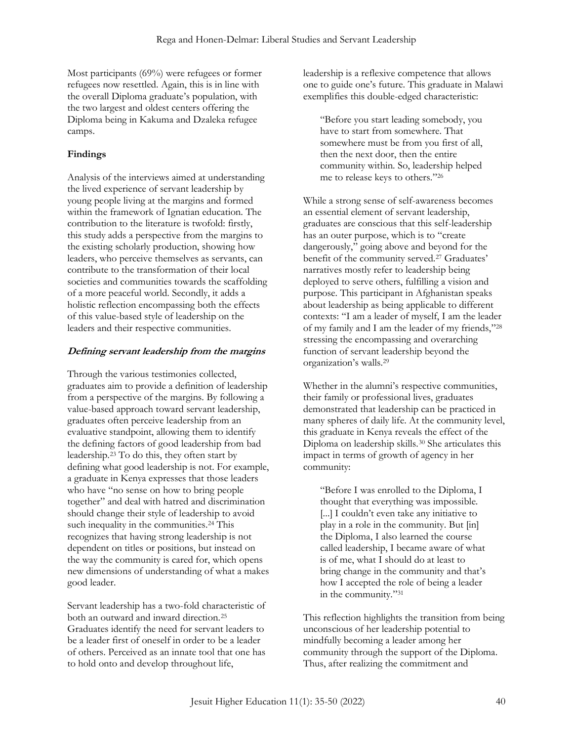Most participants (69%) were refugees or former refugees now resettled. Again, this is in line with the overall Diploma graduate's population, with the two largest and oldest centers offering the Diploma being in Kakuma and Dzaleka refugee camps.

## Findings

Analysis of the interviews aimed at understanding the lived experience of servant leadership by young people living at the margins and formed within the framework of Ignatian education. The contribution to the literature is twofold: firstly, this study adds a perspective from the margins to the existing scholarly production, showing how leaders, who perceive themselves as servants, can contribute to the transformation of their local societies and communities towards the scaffolding of a more peaceful world. Secondly, it adds a holistic reflection encompassing both the effects of this value-based style of leadership on the leaders and their respective communities.

### *Defining servant leadership from the margins*

Through the various testimonies collected, graduates aim to provide a definition of leadership from a perspective of the margins. By following a value-based approach toward servant leadership, graduates often perceive leadership from an evaluative standpoint, allowing them to identify the defining factors of good leadership from bad leadership.[23] To do this, they often start by defining what good leadership is not. For example, a graduate in Kenya expresses that those leaders who have "no sense on how to bring people together" and deal with hatred and discrimination should change their style of leadership to avoid such inequality in the communities.[24] This recognizes that having strong leadership is not dependent on titles or positions, but instead on the way the community is cared for, which opens new dimensions of understanding of what a makes good leader.

Servant leadership has a two-fold characteristic of both an outward and inward direction.[25] Graduates identify the need for servant leaders to be a leader first of oneself in order to be a leader of others. Perceived as an innate tool that one has to hold onto and develop throughout life, leadership is a reflexive competence that allows one to guide one's future. This graduate in Malawi exemplifies this double-edged characteristic:

> "Before you start leading somebody, you have to start from somewhere. That somewhere must be from you first of all, then the next door, then the entire community within. So, leadership helped me to release keys to others."[26]

While a strong sense of self-awareness becomes an essential element of servant leadership, graduates are conscious that this self-leadership has an outer purpose, which is to "create dangerously," going above and beyond for the benefit of the community served.[27] Graduates' narratives mostly refer to leadership being deployed to serve others, fulfilling a vision and purpose. This participant in Afghanistan speaks about leadership as being applicable to different contexts: "I am a leader of myself, I am the leader of my family and I am the leader of my friends,"[28] stressing the encompassing and overarching function of servant leadership beyond the organization's walls.[29]

Whether in the alumni's respective communities, their family or professional lives, graduates demonstrated that leadership can be practiced in many spheres of daily life. At the community level, this graduate in Kenya reveals the effect of the Diploma on leadership skills.[30] She articulates this impact in terms of growth of agency in her community:

> "Before I was enrolled to the Diploma, I thought that everything was impossible. [...] I couldn't even take any initiative to play in a role in the community. But [in] the Diploma, I also learned the course called leadership, I became aware of what is of me, what I should do at least to bring change in the community and that's how I accepted the role of being a leader in the community."[31]

This reflection highlights the transition from being unconscious of her leadership potential to mindfully becoming a leader among her community through the support of the Diploma. Thus, after realizing the commitment and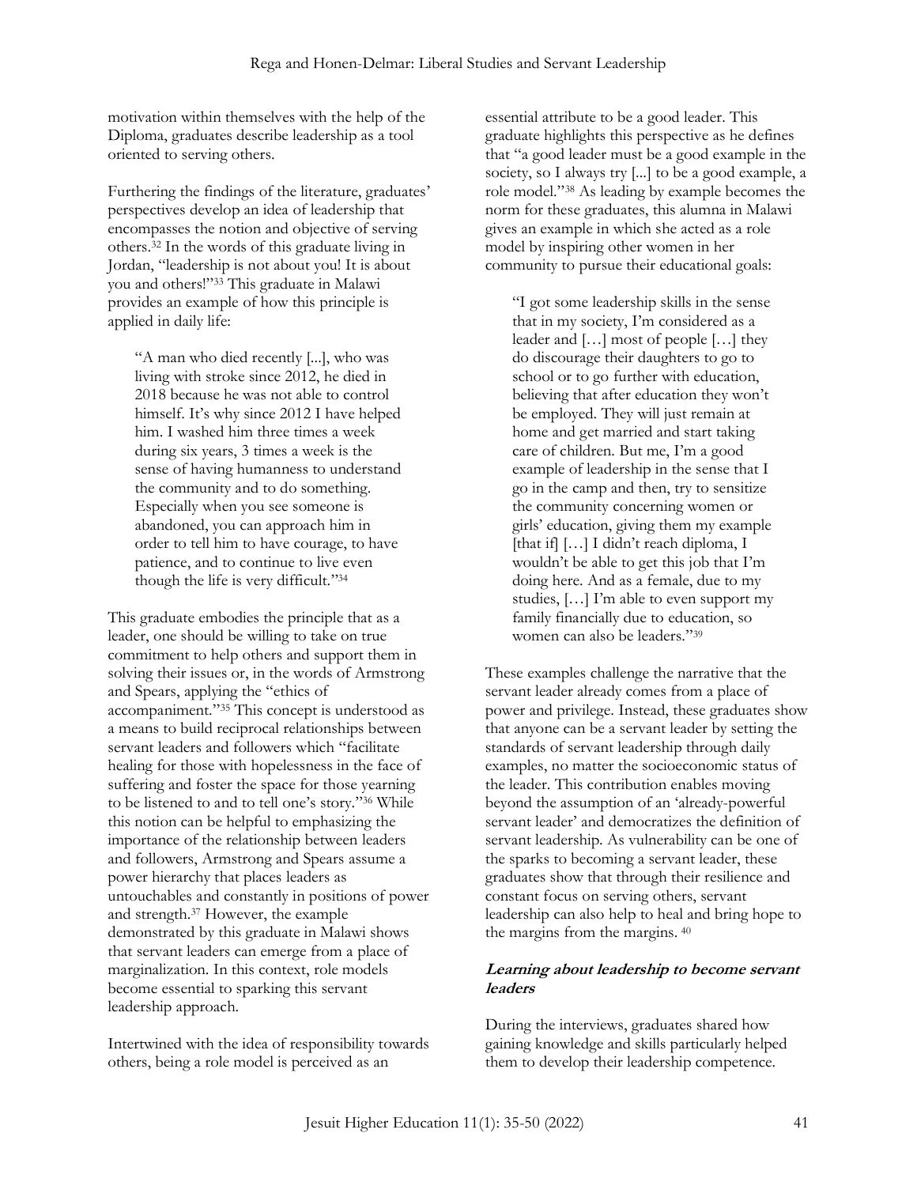motivation within themselves with the help of the Diploma, graduates describe leadership as a tool oriented to serving others.

Furthering the findings of the literature, graduates' perspectives develop an idea of leadership that encompasses the notion and objective of serving others.[32] In the words of this graduate living in Jordan, "leadership is not about you! It is about you and others!"[33] This graduate in Malawi provides an example of how this principle is applied in daily life:

> "A man who died recently [...], who was living with stroke since 2012, he died in 2018 because he was not able to control himself. It's why since 2012 I have helped him. I washed him three times a week during six years, 3 times a week is the sense of having humanness to understand the community and to do something. Especially when you see someone is abandoned, you can approach him in order to tell him to have courage, to have patience, and to continue to live even though the life is very difficult."[34]

This graduate embodies the principle that as a leader, one should be willing to take on true commitment to help others and support them in solving their issues or, in the words of Armstrong and Spears, applying the "ethics of accompaniment."[35] This concept is understood as a means to build reciprocal relationships between servant leaders and followers which "facilitate healing for those with hopelessness in the face of suffering and foster the space for those yearning to be listened to and to tell one's story."[36] While this notion can be helpful to emphasizing the importance of the relationship between leaders and followers, Armstrong and Spears assume a power hierarchy that places leaders as untouchables and constantly in positions of power and strength.[37] However, the example demonstrated by this graduate in Malawi shows that servant leaders can emerge from a place of marginalization. In this context, role models become essential to sparking this servant leadership approach.

Intertwined with the idea of responsibility towards others, being a role model is perceived as an essential attribute to be a good leader. This graduate highlights this perspective as he defines that "a good leader must be a good example in the society, so I always try [...] to be a good example, a role model."[38] As leading by example becomes the norm for these graduates, this alumna in Malawi gives an example in which she acted as a role model by inspiring other women in her community to pursue their educational goals:

> "I got some leadership skills in the sense that in my society, I'm considered as a leader and […] most of people […] they do discourage their daughters to go to school or to go further with education, believing that after education they won't be employed. They will just remain at home and get married and start taking care of children. But me, I'm a good example of leadership in the sense that I go in the camp and then, try to sensitize the community concerning women or girls' education, giving them my example [that if] […] I didn't reach diploma, I wouldn't be able to get this job that I'm doing here. And as a female, due to my studies, […] I'm able to even support my family financially due to education, so women can also be leaders."[39]

These examples challenge the narrative that the servant leader already comes from a place of power and privilege. Instead, these graduates show that anyone can be a servant leader by setting the standards of servant leadership through daily examples, no matter the socioeconomic status of the leader. This contribution enables moving beyond the assumption of an 'already-powerful servant leader' and democratizes the definition of servant leadership. As vulnerability can be one of the sparks to becoming a servant leader, these graduates show that through their resilience and constant focus on serving others, servant leadership can also help to heal and bring hope to the margins from the margins.[40]

### *Learning about leadership to become servant leaders*

During the interviews, graduates shared how gaining knowledge and skills particularly helped them to develop their leadership competence.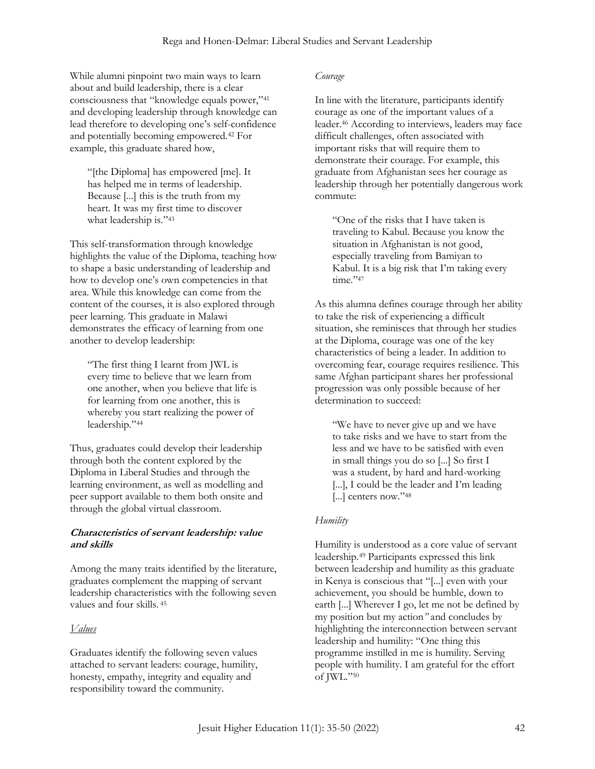While alumni pinpoint two main ways to learn about and build leadership, there is a clear consciousness that "knowledge equals power,"[41] and developing leadership through knowledge can lead therefore to developing one's self-confidence and potentially becoming empowered.[42] For example, this graduate shared how,

> "[the Diploma] has empowered [me]. It has helped me in terms of leadership. Because [...] this is the truth from my heart. It was my first time to discover what leadership is."[43]

This self-transformation through knowledge highlights the value of the Diploma, teaching how to shape a basic understanding of leadership and how to develop one's own competencies in that area. While this knowledge can come from the content of the courses, it is also explored through peer learning. This graduate in Malawi demonstrates the efficacy of learning from one another to develop leadership:

> "The first thing I learnt from JWL is every time to believe that we learn from one another, when you believe that life is for learning from one another, this is whereby you start realizing the power of leadership."[44]

Thus, graduates could develop their leadership through both the content explored by the Diploma in Liberal Studies and through the learning environment, as well as modelling and peer support available to them both onsite and through the global virtual classroom.

### Characteristics of servant leadership: value and skills

Among the many traits identified by the literature, graduates complement the mapping of servant leadership characteristics with the following seven values and four skills.[45]

#### *Values*

Graduates identify the following seven values attached to servant leaders: courage, humility, honesty, empathy, integrity and equality and responsibility toward the community.

#### *Courage*

In line with the literature, participants identify courage as one of the important values of a leader.[46] According to interviews, leaders may face difficult challenges, often associated with important risks that will require them to demonstrate their courage. For example, this graduate from Afghanistan sees her courage as leadership through her potentially dangerous work commute:

> "One of the risks that I have taken is traveling to Kabul. Because you know the situation in Afghanistan is not good, especially traveling from Bamiyan to Kabul. It is a big risk that I'm taking every time."[47]

As this alumna defines courage through her ability to take the risk of experiencing a difficult situation, she reminisces that through her studies at the Diploma, courage was one of the key characteristics of being a leader. In addition to overcoming fear, courage requires resilience. This same Afghan participant shares her professional progression was only possible because of her determination to succeed:

> "We have to never give up and we have to take risks and we have to start from the less and we have to be satisfied with even in small things you do so [...] So first I was a student, by hard and hard-working [...], I could be the leader and I'm leading [...] centers now."[48]

#### *Humility*

Humility is understood as a core value of servant leadership.[49] Participants expressed this link between leadership and humility as this graduate in Kenya is conscious that "[...] even with your achievement, you should be humble, down to earth [...] Wherever I go, let me not be defined by my position but my action*"* and concludes by highlighting the interconnection between servant leadership and humility: "One thing this programme instilled in me is humility. Serving people with humility. I am grateful for the effort of JWL."[50]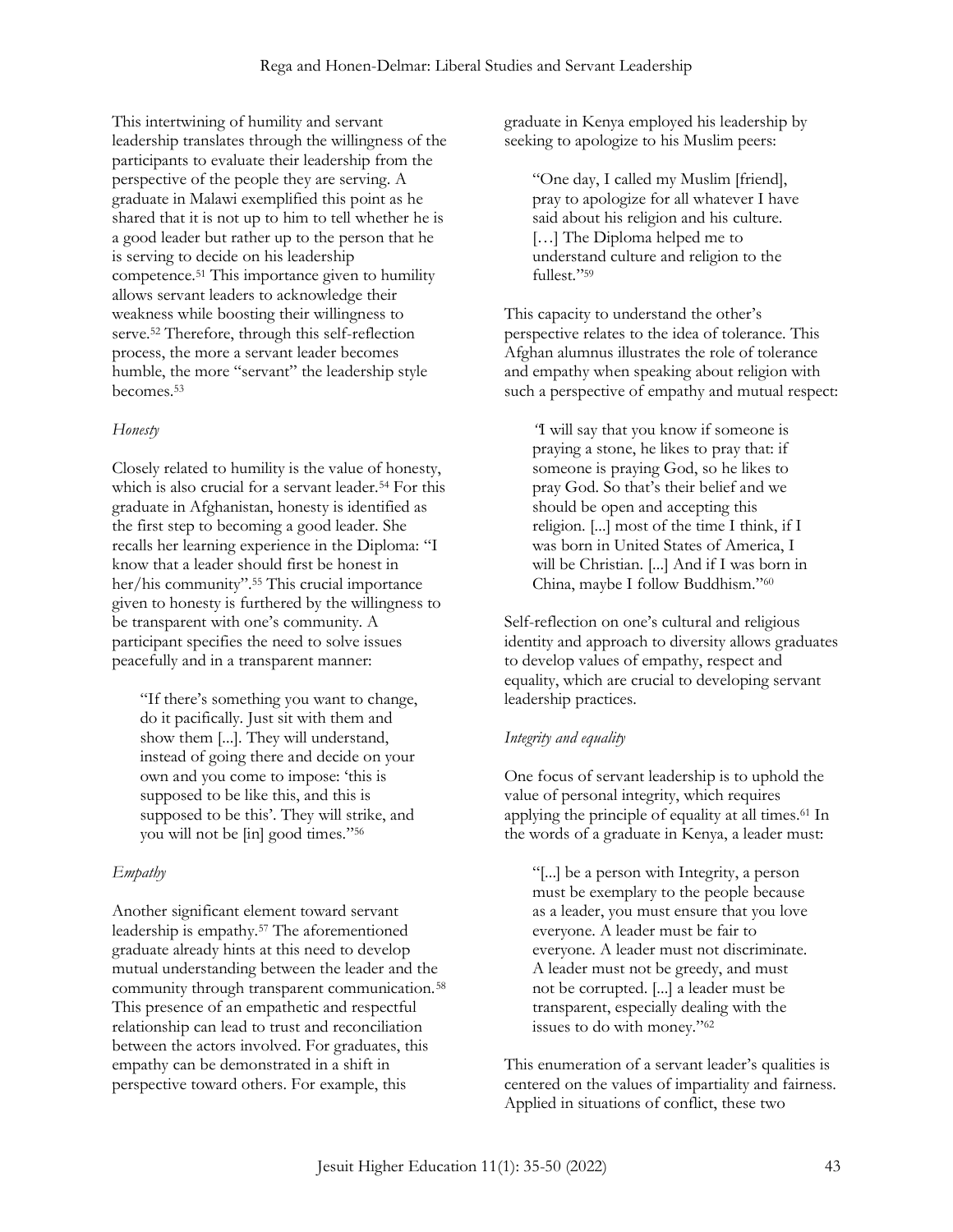This intertwining of humility and servant leadership translates through the willingness of the participants to evaluate their leadership from the perspective of the people they are serving. A graduate in Malawi exemplified this point as he shared that it is not up to him to tell whether he is a good leader but rather up to the person that he is serving to decide on his leadership competence.[51] This importance given to humility allows servant leaders to acknowledge their weakness while boosting their willingness to serve.[52] Therefore, through this self-reflection process, the more a servant leader becomes humble, the more "servant" the leadership style becomes.[53]

*Honesty*

Closely related to humility is the value of honesty, which is also crucial for a servant leader.[54] For this graduate in Afghanistan, honesty is identified as the first step to becoming a good leader. She recalls her learning experience in the Diploma: "I know that a leader should first be honest in her/his community".[55] This crucial importance given to honesty is furthered by the willingness to be transparent with one's community. A participant specifies the need to solve issues peacefully and in a transparent manner:

> "If there's something you want to change, do it pacifically. Just sit with them and show them [...]. They will understand, instead of going there and decide on your own and you come to impose: 'this is supposed to be like this, and this is supposed to be this'. They will strike, and you will not be [in] good times."[56]

*Empathy*

Another significant element toward servant leadership is empathy.[57] The aforementioned graduate already hints at this need to develop mutual understanding between the leader and the community through transparent communication.[58] This presence of an empathetic and respectful relationship can lead to trust and reconciliation between the actors involved. For graduates, this empathy can be demonstrated in a shift in perspective toward others. For example, this graduate in Kenya employed his leadership by seeking to apologize to his Muslim peers:

> "One day, I called my Muslim [friend], pray to apologize for all whatever I have said about his religion and his culture. […] The Diploma helped me to understand culture and religion to the fullest."[59]

This capacity to understand the other's perspective relates to the idea of tolerance. This Afghan alumnus illustrates the role of tolerance and empathy when speaking about religion with such a perspective of empathy and mutual respect:

> "I will say that you know if someone is praying a stone, he likes to pray that: if someone is praying God, so he likes to pray God. So that's their belief and we should be open and accepting this religion. [...] most of the time I think, if I was born in United States of America, I will be Christian. [...] And if I was born in China, maybe I follow Buddhism."[60]

Self-reflection on one's cultural and religious identity and approach to diversity allows graduates to develop values of empathy, respect and equality, which are crucial to developing servant leadership practices.

*Integrity and equality*

One focus of servant leadership is to uphold the value of personal integrity, which requires applying the principle of equality at all times.[61] In the words of a graduate in Kenya, a leader must:

> "[...] be a person with Integrity, a person must be exemplary to the people because as a leader, you must ensure that you love everyone. A leader must be fair to everyone. A leader must not discriminate. A leader must not be greedy, and must not be corrupted. [...] a leader must be transparent, especially dealing with the issues to do with money."[62]

This enumeration of a servant leader's qualities is centered on the values of impartiality and fairness. Applied in situations of conflict, these two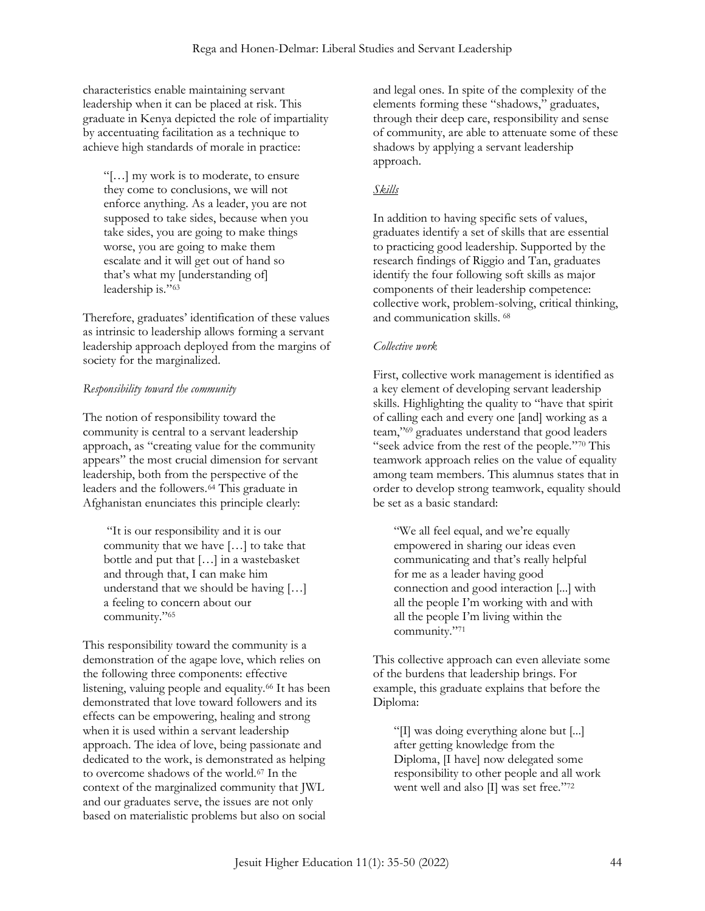characteristics enable maintaining servant leadership when it can be placed at risk. This graduate in Kenya depicted the role of impartiality by accentuating facilitation as a technique to achieve high standards of morale in practice:

> "[…] my work is to moderate, to ensure they come to conclusions, we will not enforce anything. As a leader, you are not supposed to take sides, because when you take sides, you are going to make things worse, you are going to make them escalate and it will get out of hand so that's what my [understanding of] leadership is."[63]

Therefore, graduates' identification of these values as intrinsic to leadership allows forming a servant leadership approach deployed from the margins of society for the marginalized.

*Responsibility toward the community*

The notion of responsibility toward the community is central to a servant leadership approach, as "creating value for the community appears" the most crucial dimension for servant leadership, both from the perspective of the leaders and the followers.[64] This graduate in Afghanistan enunciates this principle clearly:

> "It is our responsibility and it is our community that we have […] to take that bottle and put that […] in a wastebasket and through that, I can make him understand that we should be having […] a feeling to concern about our community."[65]

This responsibility toward the community is a demonstration of the agape love, which relies on the following three components: effective listening, valuing people and equality.[66] It has been demonstrated that love toward followers and its effects can be empowering, healing and strong when it is used within a servant leadership approach. The idea of love, being passionate and dedicated to the work, is demonstrated as helping to overcome shadows of the world.[67] In the context of the marginalized community that JWL and our graduates serve, the issues are not only based on materialistic problems but also on social and legal ones. In spite of the complexity of the elements forming these "shadows," graduates, through their deep care, responsibility and sense of community, are able to attenuate some of these shadows by applying a servant leadership approach.

### *Skills*

In addition to having specific sets of values, graduates identify a set of skills that are essential to practicing good leadership. Supported by the research findings of Riggio and Tan, graduates identify the four following soft skills as major components of their leadership competence: collective work, problem-solving, critical thinking, and communication skills. [68]

*Collective work*

First, collective work management is identified as a key element of developing servant leadership skills. Highlighting the quality to "have that spirit of calling each and every one [and] working as a team,"[69] graduates understand that good leaders "seek advice from the rest of the people."[70] This teamwork approach relies on the value of equality among team members. This alumnus states that in order to develop strong teamwork, equality should be set as a basic standard:

> "We all feel equal, and we're equally empowered in sharing our ideas even communicating and that's really helpful for me as a leader having good connection and good interaction [...] with all the people I'm working with and with all the people I'm living within the community."[71]

This collective approach can even alleviate some of the burdens that leadership brings. For example, this graduate explains that before the Diploma:

> "[I] was doing everything alone but [...] after getting knowledge from the Diploma, [I have] now delegated some responsibility to other people and all work went well and also [I] was set free."[72]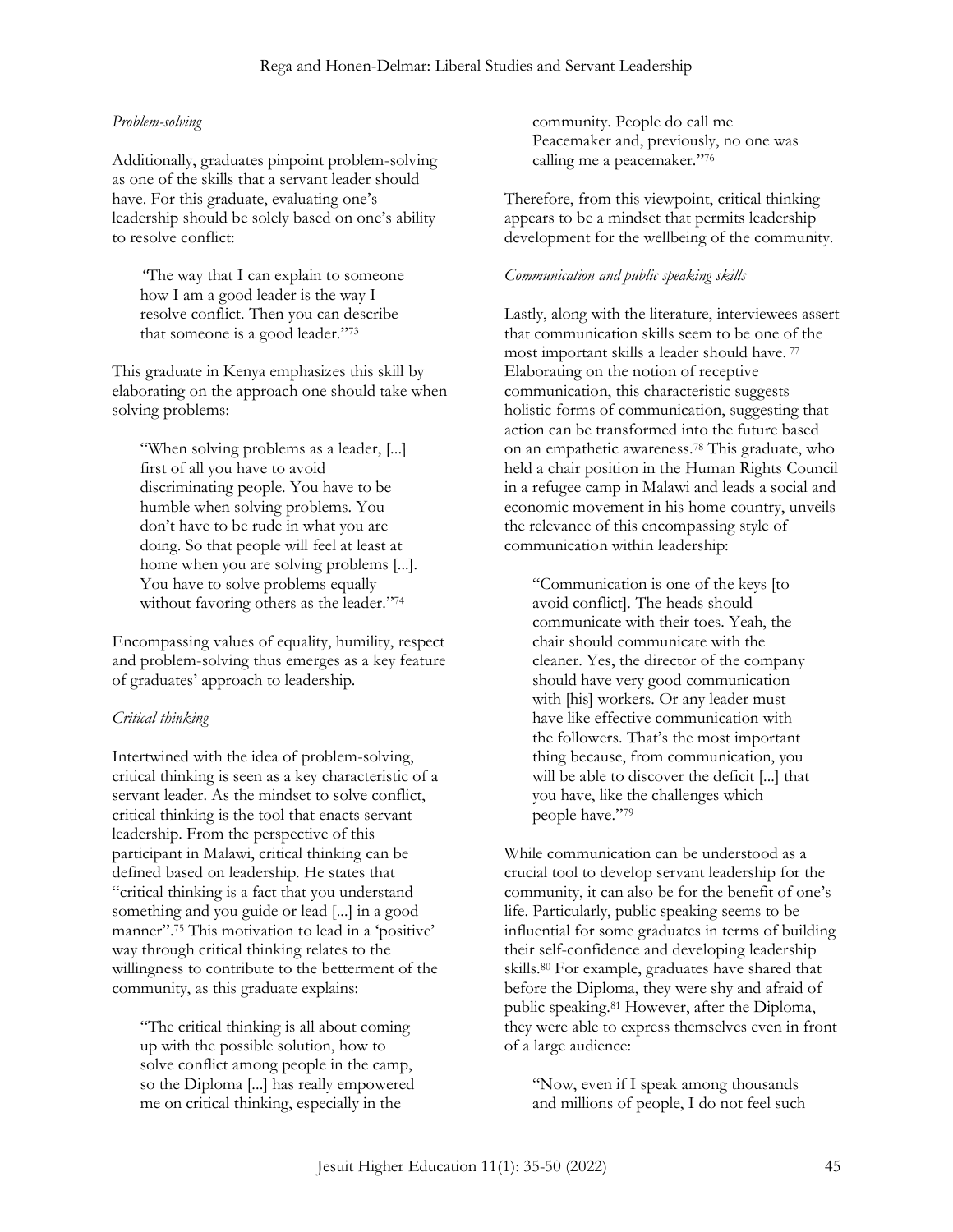### *Problem-solving*

Additionally, graduates pinpoint problem-solving as one of the skills that a servant leader should have. For this graduate, evaluating one's leadership should be solely based on one's ability to resolve conflict:

> "The way that I can explain to someone how I am a good leader is the way I resolve conflict. Then you can describe that someone is a good leader."[73]

This graduate in Kenya emphasizes this skill by elaborating on the approach one should take when solving problems:

> "When solving problems as a leader, [...] first of all you have to avoid discriminating people. You have to be humble when solving problems. You don't have to be rude in what you are doing. So that people will feel at least at home when you are solving problems [...]. You have to solve problems equally without favoring others as the leader."[74]

Encompassing values of equality, humility, respect and problem-solving thus emerges as a key feature of graduates' approach to leadership.

### *Critical thinking*

Intertwined with the idea of problem-solving, critical thinking is seen as a key characteristic of a servant leader. As the mindset to solve conflict, critical thinking is the tool that enacts servant leadership. From the perspective of this participant in Malawi, critical thinking can be defined based on leadership. He states that "critical thinking is a fact that you understand something and you guide or lead [...] in a good manner".[75] This motivation to lead in a 'positive' way through critical thinking relates to the willingness to contribute to the betterment of the community, as this graduate explains:

> "The critical thinking is all about coming up with the possible solution, how to solve conflict among people in the camp, so the Diploma [...] has really empowered me on critical thinking, especially in the community. People do call me Peacemaker and, previously, no one was calling me a peacemaker."[76]

Therefore, from this viewpoint, critical thinking appears to be a mindset that permits leadership development for the wellbeing of the community.

### *Communication and public speaking skills*

Lastly, along with the literature, interviewees assert that communication skills seem to be one of the most important skills a leader should have.[77] Elaborating on the notion of receptive communication, this characteristic suggests holistic forms of communication, suggesting that action can be transformed into the future based on an empathetic awareness.[78] This graduate, who held a chair position in the Human Rights Council in a refugee camp in Malawi and leads a social and economic movement in his home country, unveils the relevance of this encompassing style of communication within leadership:

> "Communication is one of the keys [to avoid conflict]. The heads should communicate with their toes. Yeah, the chair should communicate with the cleaner. Yes, the director of the company should have very good communication with [his] workers. Or any leader must have like effective communication with the followers. That's the most important thing because, from communication, you will be able to discover the deficit [...] that you have, like the challenges which people have."[79]

While communication can be understood as a crucial tool to develop servant leadership for the community, it can also be for the benefit of one's life. Particularly, public speaking seems to be influential for some graduates in terms of building their self-confidence and developing leadership skills.[80] For example, graduates have shared that before the Diploma, they were shy and afraid of public speaking.[81] However, after the Diploma, they were able to express themselves even in front of a large audience:

> "Now, even if I speak among thousands and millions of people, I do not feel such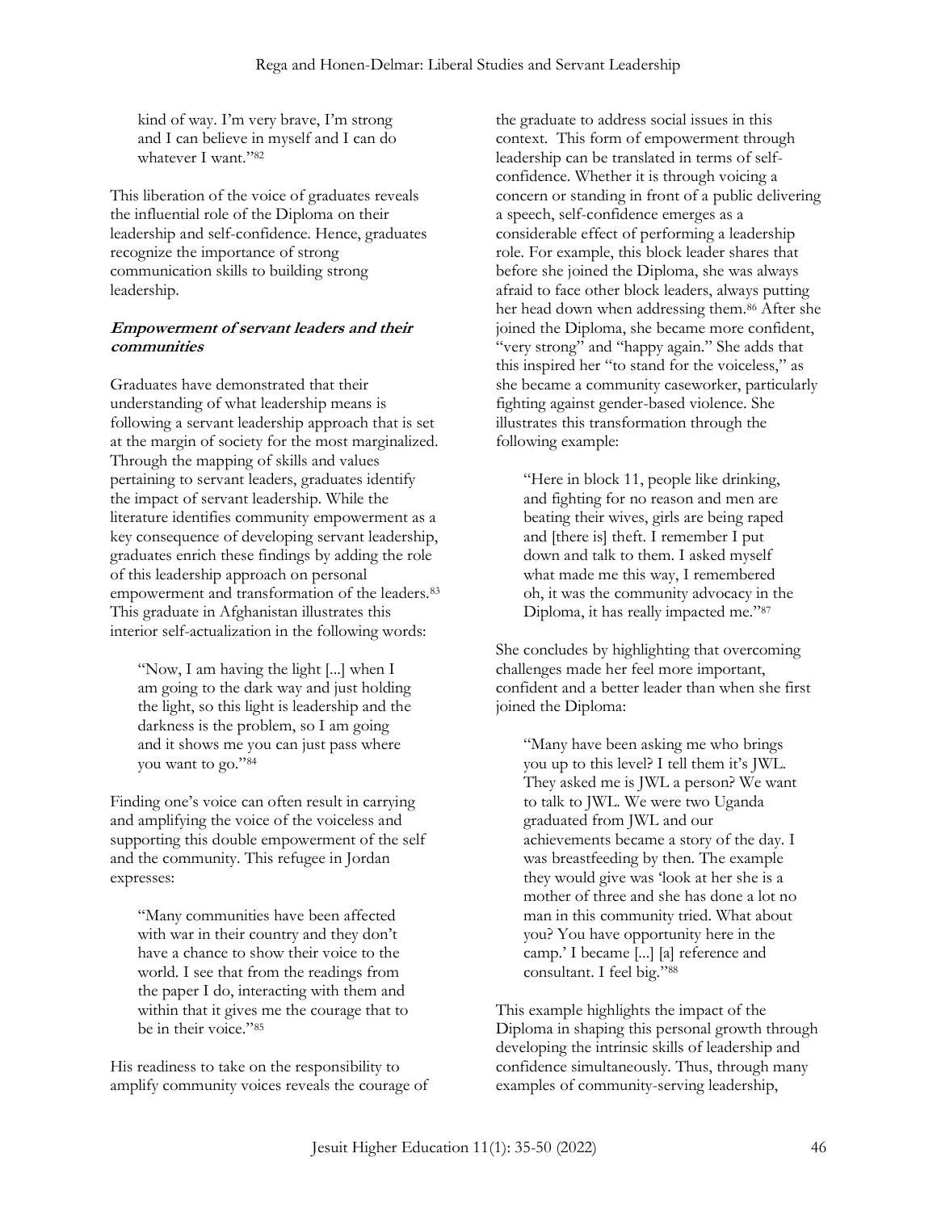kind of way. I'm very brave, I'm strong and I can believe in myself and I can do whatever I want."[82]

This liberation of the voice of graduates reveals the influential role of the Diploma on their leadership and self-confidence. Hence, graduates recognize the importance of strong communication skills to building strong leadership.

### *Empowerment of servant leaders and their communities*

Graduates have demonstrated that their understanding of what leadership means is following a servant leadership approach that is set at the margin of society for the most marginalized. Through the mapping of skills and values pertaining to servant leaders, graduates identify the impact of servant leadership. While the literature identifies community empowerment as a key consequence of developing servant leadership, graduates enrich these findings by adding the role of this leadership approach on personal empowerment and transformation of the leaders.[83] This graduate in Afghanistan illustrates this interior self-actualization in the following words:

> "Now, I am having the light [...] when I am going to the dark way and just holding the light, so this light is leadership and the darkness is the problem, so I am going and it shows me you can just pass where you want to go."[84]

Finding one's voice can often result in carrying and amplifying the voice of the voiceless and supporting this double empowerment of the self and the community. This refugee in Jordan expresses:

> "Many communities have been affected with war in their country and they don't have a chance to show their voice to the world. I see that from the readings from the paper I do, interacting with them and within that it gives me the courage that to be in their voice."[85]

His readiness to take on the responsibility to amplify community voices reveals the courage of the graduate to address social issues in this context. This form of empowerment through leadership can be translated in terms of self-confidence. Whether it is through voicing a concern or standing in front of a public delivering a speech, self-confidence emerges as a considerable effect of performing a leadership role. For example, this block leader shares that before she joined the Diploma, she was always afraid to face other block leaders, always putting her head down when addressing them.[86] After she joined the Diploma, she became more confident, "very strong" and "happy again." She adds that this inspired her "to stand for the voiceless," as she became a community caseworker, particularly fighting against gender-based violence. She illustrates this transformation through the following example:

> "Here in block 11, people like drinking, and fighting for no reason and men are beating their wives, girls are being raped and [there is] theft. I remember I put down and talk to them. I asked myself what made me this way, I remembered oh, it was the community advocacy in the Diploma, it has really impacted me."[87]

She concludes by highlighting that overcoming challenges made her feel more important, confident and a better leader than when she first joined the Diploma:

> "Many have been asking me who brings you up to this level? I tell them it's JWL. They asked me is JWL a person? We want to talk to JWL. We were two Uganda graduated from JWL and our achievements became a story of the day. I was breastfeeding by then. The example they would give was 'look at her she is a mother of three and she has done a lot no man in this community tried. What about you? You have opportunity here in the camp.' I became [...] [a] reference and consultant. I feel big."[88]

This example highlights the impact of the Diploma in shaping this personal growth through developing the intrinsic skills of leadership and confidence simultaneously. Thus, through many examples of community-serving leadership,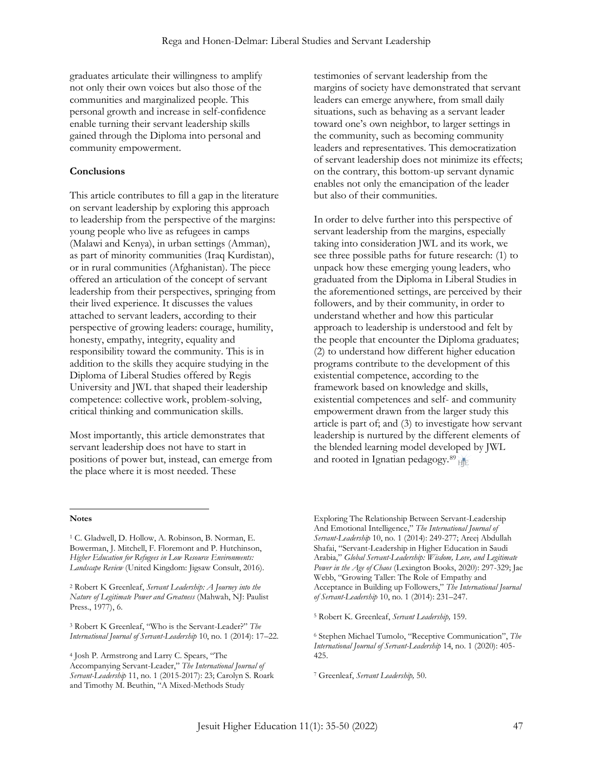graduates articulate their willingness to amplify not only their own voices but also those of the communities and marginalized people. This personal growth and increase in self-confidence enable turning their servant leadership skills gained through the Diploma into personal and community empowerment.

**Conclusions**

This article contributes to fill a gap in the literature on servant leadership by exploring this approach to leadership from the perspective of the margins: young people who live as refugees in camps (Malawi and Kenya), in urban settings (Amman), as part of minority communities (Iraq Kurdistan), or in rural communities (Afghanistan). The piece offered an articulation of the concept of servant leadership from their perspectives, springing from their lived experience. It discusses the values attached to servant leaders, according to their perspective of growing leaders: courage, humility, honesty, empathy, integrity, equality and responsibility toward the community. This is in addition to the skills they acquire studying in the Diploma of Liberal Studies offered by Regis University and JWL that shaped their leadership competence: collective work, problem-solving, critical thinking and communication skills.

Most importantly, this article demonstrates that servant leadership does not have to start in positions of power but, instead, can emerge from the place where it is most needed. These testimonies of servant leadership from the margins of society have demonstrated that servant leaders can emerge anywhere, from small daily situations, such as behaving as a servant leader toward one's own neighbor, to larger settings in the community, such as becoming community leaders and representatives. This democratization of servant leadership does not minimize its effects; on the contrary, this bottom-up servant dynamic enables not only the emancipation of the leader but also of their communities.

In order to delve further into this perspective of servant leadership from the margins, especially taking into consideration JWL and its work, we see three possible paths for future research: (1) to unpack how these emerging young leaders, who graduated from the Diploma in Liberal Studies in the aforementioned settings, are perceived by their followers, and by their community, in order to understand whether and how this particular approach to leadership is understood and felt by the people that encounter the Diploma graduates; (2) to understand how different higher education programs contribute to the development of this existential competence, according to the framework based on knowledge and skills, existential competences and self- and community empowerment drawn from the larger study this article is part of; and (3) to investigate how servant leadership is nurtured by the different elements of the blended learning model developed by JWL and rooted in Ignatian pedagogy.[89]

---

**Notes**

[1] C. Gladwell, D. Hollow, A. Robinson, B. Norman, E. Bowerman, J. Mitchell, F. Floremont and P. Hutchinson, *Higher Education for Refugees in Low Resource Environments: Landscape Review* (United Kingdom: Jigsaw Consult, 2016).

[2] Robert K Greenleaf, *Servant Leadership: A Journey into the Nature of Legitimate Power and Greatness* (Mahwah, NJ: Paulist Press., 1977), 6.

[3] Robert K Greenleaf, "Who is the Servant-Leader?" *The International Journal of Servant-Leadership* 10, no. 1 (2014): 17–22.

[4] Josh P. Armstrong and Larry C. Spears, "The Accompanying Servant-Leader," *The International Journal of Servant-Leadership* 11, no. 1 (2015-2017): 23; Carolyn S. Roark and Timothy M. Beuthin, "A Mixed-Methods Study Exploring The Relationship Between Servant-Leadership And Emotional Intelligence," *The International Journal of Servant-Leadership* 10, no. 1 (2014): 249-277; Areej Abdullah Shafai, "Servant-Leadership in Higher Education in Saudi Arabia," *Global Servant-Leadership: Wisdom, Love, and Legitimate Power in the Age of Chaos* (Lexington Books, 2020): 297-329; Jae Webb, "Growing Taller: The Role of Empathy and Acceptance in Building up Followers," *The International Journal of Servant-Leadership* 10, no. 1 (2014): 231–247.

[5] Robert K. Greenleaf, *Servant Leadership,* 159.

[6] Stephen Michael Tumolo, "Receptive Communication", *The International Journal of Servant-Leadership* 14, no. 1 (2020): 405-425.

[7] Greenleaf, *Servant Leadership,* 50.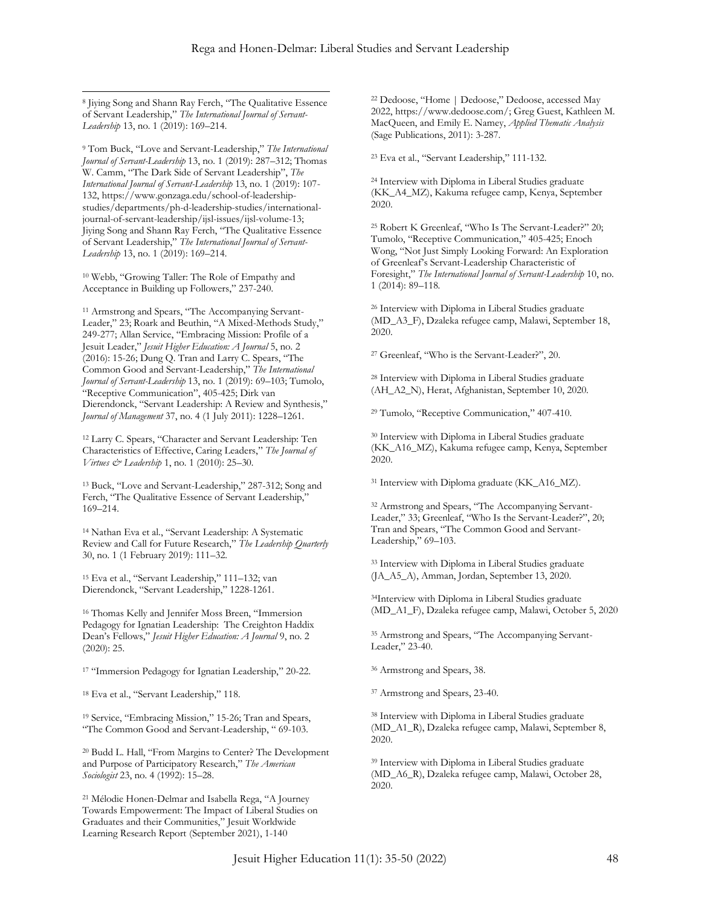[8] Jiying Song and Shann Ray Ferch, "The Qualitative Essence of Servant Leadership," *The International Journal of Servant-Leadership* 13, no. 1 (2019): 169–214.

[9] Tom Buck, "Love and Servant-Leadership," *The International Journal of Servant-Leadership* 13, no. 1 (2019): 287–312; Thomas W. Camm, "The Dark Side of Servant Leadership", *The International Journal of Servant-Leadership* 13, no. 1 (2019): 107-132, https://www.gonzaga.edu/school-of-leadership-studies/departments/ph-d-leadership-studies/international-journal-of-servant-leadership/ijsl-issues/ijsl-volume-13; Jiying Song and Shann Ray Ferch, "The Qualitative Essence of Servant Leadership," *The International Journal of Servant-Leadership* 13, no. 1 (2019): 169–214.

[10] Webb, "Growing Taller: The Role of Empathy and Acceptance in Building up Followers," 237-240.

[11] Armstrong and Spears, "The Accompanying Servant-Leader," 23; Roark and Beuthin, "A Mixed-Methods Study," 249-277; Allan Service, "Embracing Mission: Profile of a Jesuit Leader," *Jesuit Higher Education: A Journal* 5, no. 2 (2016): 15-26; Dung Q. Tran and Larry C. Spears, "The Common Good and Servant-Leadership," *The International Journal of Servant-Leadership* 13, no. 1 (2019): 69–103; Tumolo, "Receptive Communication", 405-425; Dirk van Dierendonck, "Servant Leadership: A Review and Synthesis," *Journal of Management* 37, no. 4 (1 July 2011): 1228–1261.

[12] Larry C. Spears, "Character and Servant Leadership: Ten Characteristics of Effective, Caring Leaders," *The Journal of Virtues & Leadership* 1, no. 1 (2010): 25–30.

[13] Buck, "Love and Servant-Leadership," 287-312; Song and Ferch, "The Qualitative Essence of Servant Leadership," 169–214.

[14] Nathan Eva et al., "Servant Leadership: A Systematic Review and Call for Future Research," *The Leadership Quarterly* 30, no. 1 (1 February 2019): 111–32.

[15] Eva et al., "Servant Leadership," 111–132; van Dierendonck, "Servant Leadership," 1228-1261.

[16] Thomas Kelly and Jennifer Moss Breen, "Immersion Pedagogy for Ignatian Leadership: The Creighton Haddix Dean's Fellows," *Jesuit Higher Education: A Journal* 9, no. 2 (2020): 25.

[17] "Immersion Pedagogy for Ignatian Leadership," 20-22.

[18] Eva et al., "Servant Leadership," 118.

[19] Service, "Embracing Mission," 15-26; Tran and Spears, "The Common Good and Servant-Leadership, " 69-103.

[20] Budd L. Hall, "From Margins to Center? The Development and Purpose of Participatory Research," *The American Sociologist* 23, no. 4 (1992): 15–28.

[21] Mélodie Honen-Delmar and Isabella Rega, "A Journey Towards Empowerment: The Impact of Liberal Studies on Graduates and their Communities," Jesuit Worldwide Learning Research Report (September 2021), 1-140

[22] Dedoose, "Home | Dedoose," Dedoose, accessed May 2022, https://www.dedoose.com/; Greg Guest, Kathleen M. MacQueen, and Emily E. Namey, *Applied Thematic Analysis* (Sage Publications, 2011): 3-287.

[23] Eva et al., "Servant Leadership," 111-132.

[24] Interview with Diploma in Liberal Studies graduate (KK_A4_MZ), Kakuma refugee camp, Kenya, September 2020.

[25] Robert K Greenleaf, "Who Is The Servant-Leader?" 20; Tumolo, "Receptive Communication," 405-425; Enoch Wong, "Not Just Simply Looking Forward: An Exploration of Greenleaf's Servant-Leadership Characteristic of Foresight," *The International Journal of Servant-Leadership* 10, no. 1 (2014): 89–118.

[26] Interview with Diploma in Liberal Studies graduate (MD_A3_F), Dzaleka refugee camp, Malawi, September 18, 2020.

[27] Greenleaf, "Who is the Servant-Leader?", 20.

[28] Interview with Diploma in Liberal Studies graduate (AH_A2_N), Herat, Afghanistan, September 10, 2020.

[29] Tumolo, "Receptive Communication," 407-410.

[30] Interview with Diploma in Liberal Studies graduate (KK_A16_MZ), Kakuma refugee camp, Kenya, September 2020.

[31] Interview with Diploma graduate (KK_A16_MZ).

[32] Armstrong and Spears, "The Accompanying Servant-Leader," 33; Greenleaf, "Who Is the Servant-Leader?", 20; Tran and Spears, "The Common Good and Servant-Leadership," 69–103.

[33] Interview with Diploma in Liberal Studies graduate (JA_A5_A), Amman, Jordan, September 13, 2020.

[34] Interview with Diploma in Liberal Studies graduate (MD_A1_F), Dzaleka refugee camp, Malawi, October 5, 2020

[35] Armstrong and Spears, "The Accompanying Servant-Leader," 23-40.

[36] Armstrong and Spears, 38.

[37] Armstrong and Spears, 23-40.

[38] Interview with Diploma in Liberal Studies graduate (MD_A1_R), Dzaleka refugee camp, Malawi, September 8, 2020.

[39] Interview with Diploma in Liberal Studies graduate (MD_A6_R), Dzaleka refugee camp, Malawi, October 28, 2020.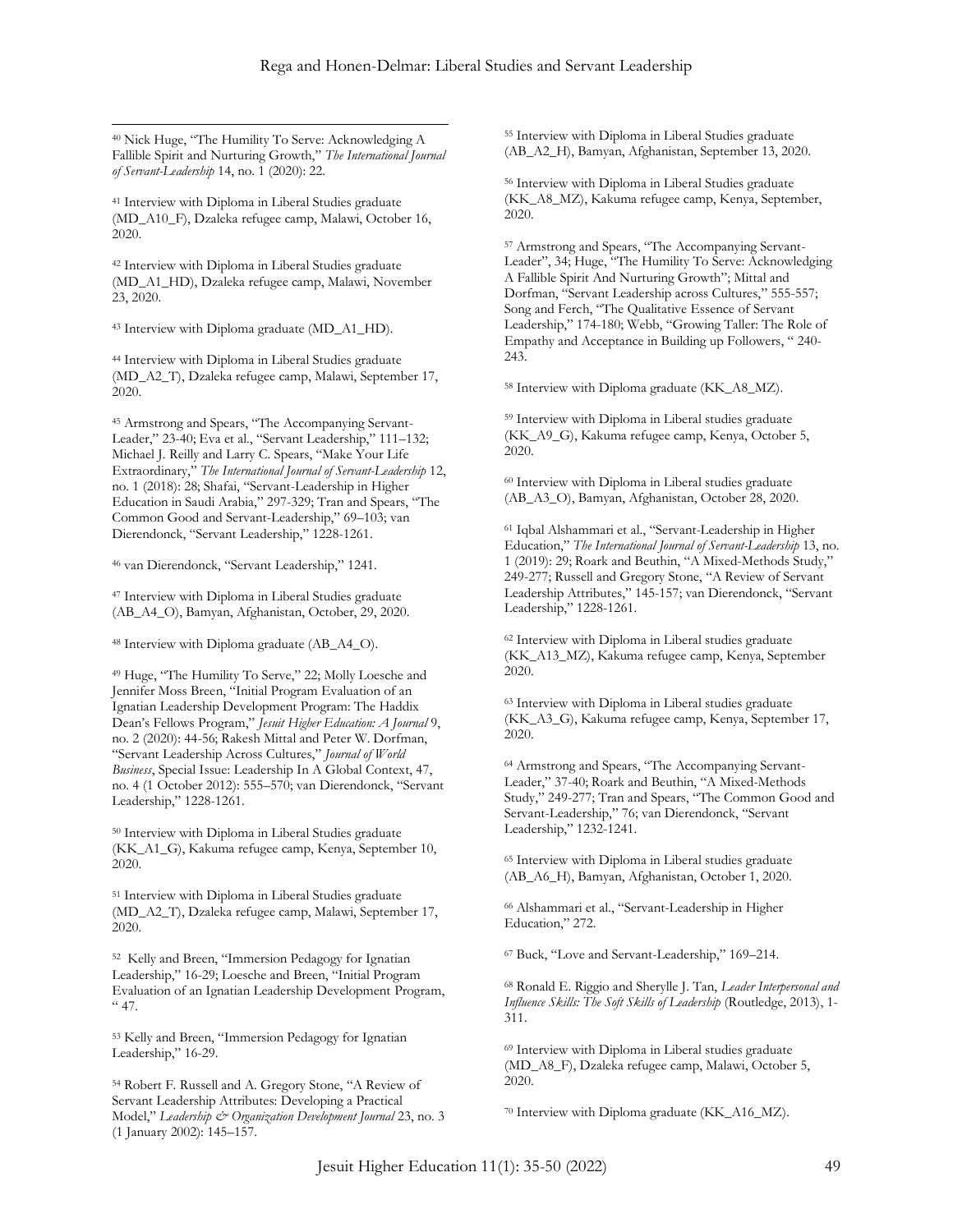[40] Nick Huge, "The Humility To Serve: Acknowledging A Fallible Spirit and Nurturing Growth," *The International Journal of Servant-Leadership* 14, no. 1 (2020): 22.

[41] Interview with Diploma in Liberal Studies graduate (MD_A10_F), Dzaleka refugee camp, Malawi, October 16, 2020.

[42] Interview with Diploma in Liberal Studies graduate (MD_A1_HD), Dzaleka refugee camp, Malawi, November 23, 2020.

[43] Interview with Diploma graduate (MD_A1_HD).

[44] Interview with Diploma in Liberal Studies graduate (MD_A2_T), Dzaleka refugee camp, Malawi, September 17, 2020.

[45] Armstrong and Spears, "The Accompanying Servant-Leader," 23-40; Eva et al., "Servant Leadership," 111–132; Michael J. Reilly and Larry C. Spears, "Make Your Life Extraordinary," *The International Journal of Servant-Leadership* 12, no. 1 (2018): 28; Shafai, "Servant-Leadership in Higher Education in Saudi Arabia," 297-329; Tran and Spears, "The Common Good and Servant-Leadership," 69–103; van Dierendonck, "Servant Leadership," 1228-1261.

[46] van Dierendonck, "Servant Leadership," 1241.

[47] Interview with Diploma in Liberal Studies graduate (AB_A4_O), Bamyan, Afghanistan, October, 29, 2020.

[48] Interview with Diploma graduate (AB_A4_O).

[49] Huge, "The Humility To Serve," 22; Molly Loesche and Jennifer Moss Breen, "Initial Program Evaluation of an Ignatian Leadership Development Program: The Haddix Dean's Fellows Program," *Jesuit Higher Education: A Journal* 9, no. 2 (2020): 44-56; Rakesh Mittal and Peter W. Dorfman, "Servant Leadership Across Cultures," *Journal of World Business*, Special Issue: Leadership In A Global Context, 47, no. 4 (1 October 2012): 555–570; van Dierendonck, "Servant Leadership," 1228-1261.

[50] Interview with Diploma in Liberal Studies graduate (KK_A1_G), Kakuma refugee camp, Kenya, September 10, 2020.

[51] Interview with Diploma in Liberal Studies graduate (MD_A2_T), Dzaleka refugee camp, Malawi, September 17, 2020.

[52] Kelly and Breen, "Immersion Pedagogy for Ignatian Leadership," 16-29; Loesche and Breen, "Initial Program Evaluation of an Ignatian Leadership Development Program, " 47.

[53] Kelly and Breen, "Immersion Pedagogy for Ignatian Leadership," 16-29.

[54] Robert F. Russell and A. Gregory Stone, "A Review of Servant Leadership Attributes: Developing a Practical Model," *Leadership & Organization Development Journal* 23, no. 3 (1 January 2002): 145–157.

[55] Interview with Diploma in Liberal Studies graduate (AB_A2_H), Bamyan, Afghanistan, September 13, 2020.

[56] Interview with Diploma in Liberal Studies graduate (KK_A8_MZ), Kakuma refugee camp, Kenya, September, 2020.

[57] Armstrong and Spears, "The Accompanying Servant-Leader", 34; Huge, "The Humility To Serve: Acknowledging A Fallible Spirit And Nurturing Growth"; Mittal and Dorfman, "Servant Leadership across Cultures," 555-557; Song and Ferch, "The Qualitative Essence of Servant Leadership," 174-180; Webb, "Growing Taller: The Role of Empathy and Acceptance in Building up Followers, " 240-243.

[58] Interview with Diploma graduate (KK_A8_MZ).

[59] Interview with Diploma in Liberal studies graduate (KK_A9_G), Kakuma refugee camp, Kenya, October 5, 2020.

[60] Interview with Diploma in Liberal studies graduate (AB_A3_O), Bamyan, Afghanistan, October 28, 2020.

[61] Iqbal Alshammari et al., "Servant-Leadership in Higher Education," *The International Journal of Servant-Leadership* 13, no. 1 (2019): 29; Roark and Beuthin, "A Mixed-Methods Study," 249-277; Russell and Gregory Stone, "A Review of Servant Leadership Attributes," 145-157; van Dierendonck, "Servant Leadership," 1228-1261.

[62] Interview with Diploma in Liberal studies graduate (KK_A13_MZ), Kakuma refugee camp, Kenya, September 2020.

[63] Interview with Diploma in Liberal studies graduate (KK_A3_G), Kakuma refugee camp, Kenya, September 17, 2020.

[64] Armstrong and Spears, "The Accompanying Servant-Leader," 37-40; Roark and Beuthin, "A Mixed-Methods Study," 249-277; Tran and Spears, "The Common Good and Servant-Leadership," 76; van Dierendonck, "Servant Leadership," 1232-1241.

[65] Interview with Diploma in Liberal studies graduate (AB_A6_H), Bamyan, Afghanistan, October 1, 2020.

[66] Alshammari et al., "Servant-Leadership in Higher Education," 272.

[67] Buck, "Love and Servant-Leadership," 169–214.

[68] Ronald E. Riggio and Sherylle J. Tan, *Leader Interpersonal and Influence Skills: The Soft Skills of Leadership* (Routledge, 2013), 1-311.

[69] Interview with Diploma in Liberal studies graduate (MD_A8_F), Dzaleka refugee camp, Malawi, October 5, 2020.

[70] Interview with Diploma graduate (KK_A16_MZ).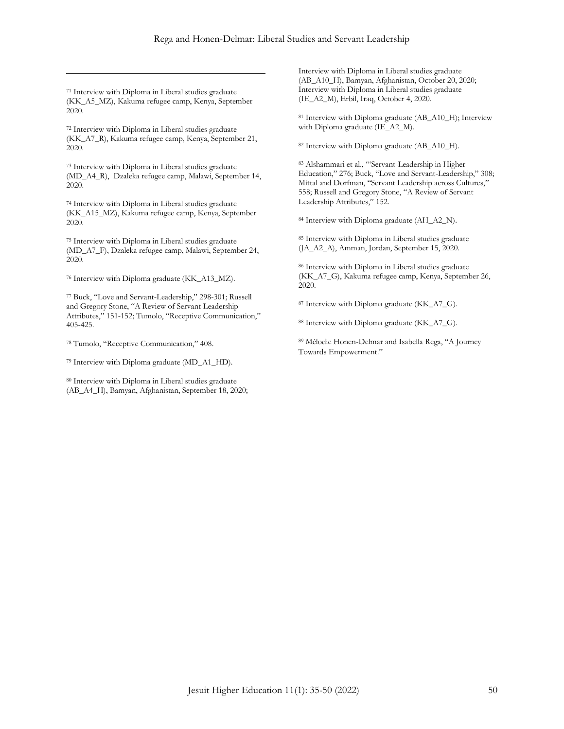[71] Interview with Diploma in Liberal studies graduate (KK_A5_MZ), Kakuma refugee camp, Kenya, September 2020.

[72] Interview with Diploma in Liberal studies graduate (KK_A7_R), Kakuma refugee camp, Kenya, September 21, 2020.

[73] Interview with Diploma in Liberal studies graduate (MD_A4_R), Dzaleka refugee camp, Malawi, September 14, 2020.

[74] Interview with Diploma in Liberal studies graduate (KK_A15_MZ), Kakuma refugee camp, Kenya, September 2020.

[75] Interview with Diploma in Liberal studies graduate (MD_A7_F), Dzaleka refugee camp, Malawi, September 24, 2020.

[76] Interview with Diploma graduate (KK_A13_MZ).

[77] Buck, "Love and Servant-Leadership," 298-301; Russell and Gregory Stone, "A Review of Servant Leadership Attributes," 151-152; Tumolo, "Receptive Communication," 405-425.

[78] Tumolo, "Receptive Communication," 408.

[79] Interview with Diploma graduate (MD_A1_HD).

[80] Interview with Diploma in Liberal studies graduate (AB_A4_H), Bamyan, Afghanistan, September 18, 2020; Interview with Diploma in Liberal studies graduate (AB_A10_H), Bamyan, Afghanistan, October 20, 2020; Interview with Diploma in Liberal studies graduate (IE_A2_M), Erbil, Iraq, October 4, 2020.

[81] Interview with Diploma graduate (AB_A10_H); Interview with Diploma graduate (IE_A2_M).

[82] Interview with Diploma graduate (AB_A10_H).

[83] Alshammari et al., "'Servant-Leadership in Higher Education," 276; Buck, "Love and Servant-Leadership," 308; Mittal and Dorfman, "Servant Leadership across Cultures," 558; Russell and Gregory Stone, "A Review of Servant Leadership Attributes," 152.

[84] Interview with Diploma graduate (AH_A2_N).

[85] Interview with Diploma in Liberal studies graduate (JA_A2_A), Amman, Jordan, September 15, 2020.

[86] Interview with Diploma in Liberal studies graduate (KK_A7_G), Kakuma refugee camp, Kenya, September 26, 2020.

[87] Interview with Diploma graduate (KK_A7_G).

[88] Interview with Diploma graduate (KK_A7_G).

[89] Mélodie Honen-Delmar and Isabella Rega, "A Journey Towards Empowerment."